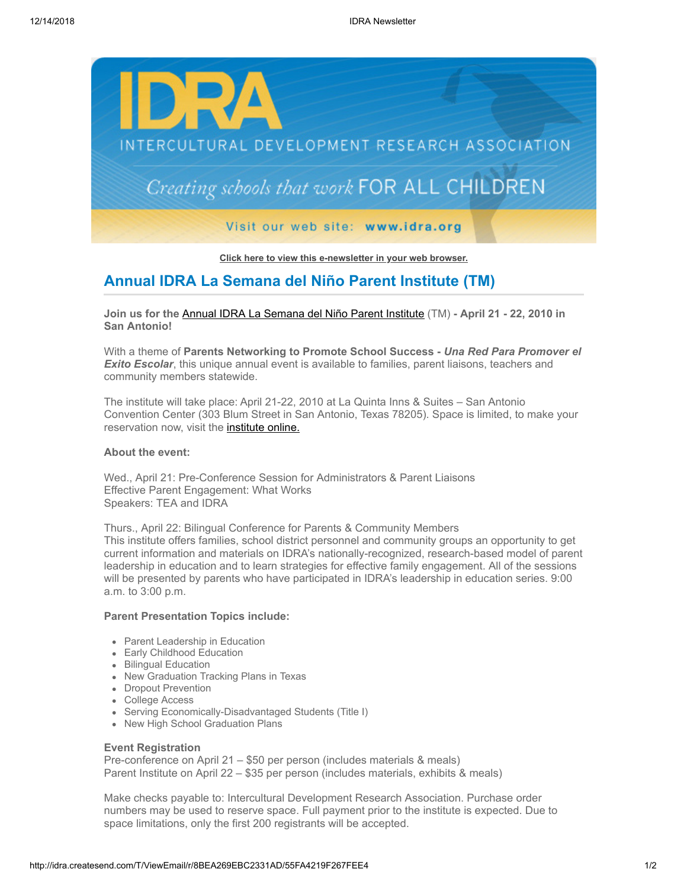Click here to view this e-newsletter in your web browser.

## Annual IDRA La Semana del Niño Parent Institute (TM)

**Join us for the** Annual IDRA La Semana del Niño Parent Institute (TM) **- April 21 - 22, 2010 in San Antonio!**

With a theme of **Parents Networking to Promote School Success -** ***Una Red Para Promover el Exito Escolar***, this unique annual event is available to families, parent liaisons, teachers and community members statewide.

The institute will take place: April 21-22, 2010 at La Quinta Inns & Suites – San Antonio Convention Center (303 Blum Street in San Antonio, Texas 78205). Space is limited, to make your reservation now, visit the institute online.

**About the event:**

Wed., April 21: Pre-Conference Session for Administrators & Parent Liaisons
Effective Parent Engagement: What Works
Speakers: TEA and IDRA

Thurs., April 22: Bilingual Conference for Parents & Community Members
This institute offers families, school district personnel and community groups an opportunity to get current information and materials on IDRA's nationally-recognized, research-based model of parent leadership in education and to learn strategies for effective family engagement. All of the sessions will be presented by parents who have participated in IDRA's leadership in education series. 9:00 a.m. to 3:00 p.m.

**Parent Presentation Topics include:**

- Parent Leadership in Education
- Early Childhood Education
- Bilingual Education
- New Graduation Tracking Plans in Texas
- Dropout Prevention
- College Access
- Serving Economically-Disadvantaged Students (Title I)
- New High School Graduation Plans

**Event Registration**
Pre-conference on April 21 – $50 per person (includes materials & meals)
Parent Institute on April 22 – $35 per person (includes materials, exhibits & meals)

Make checks payable to: Intercultural Development Research Association. Purchase order numbers may be used to reserve space. Full payment prior to the institute is expected. Due to space limitations, only the first 200 registrants will be accepted.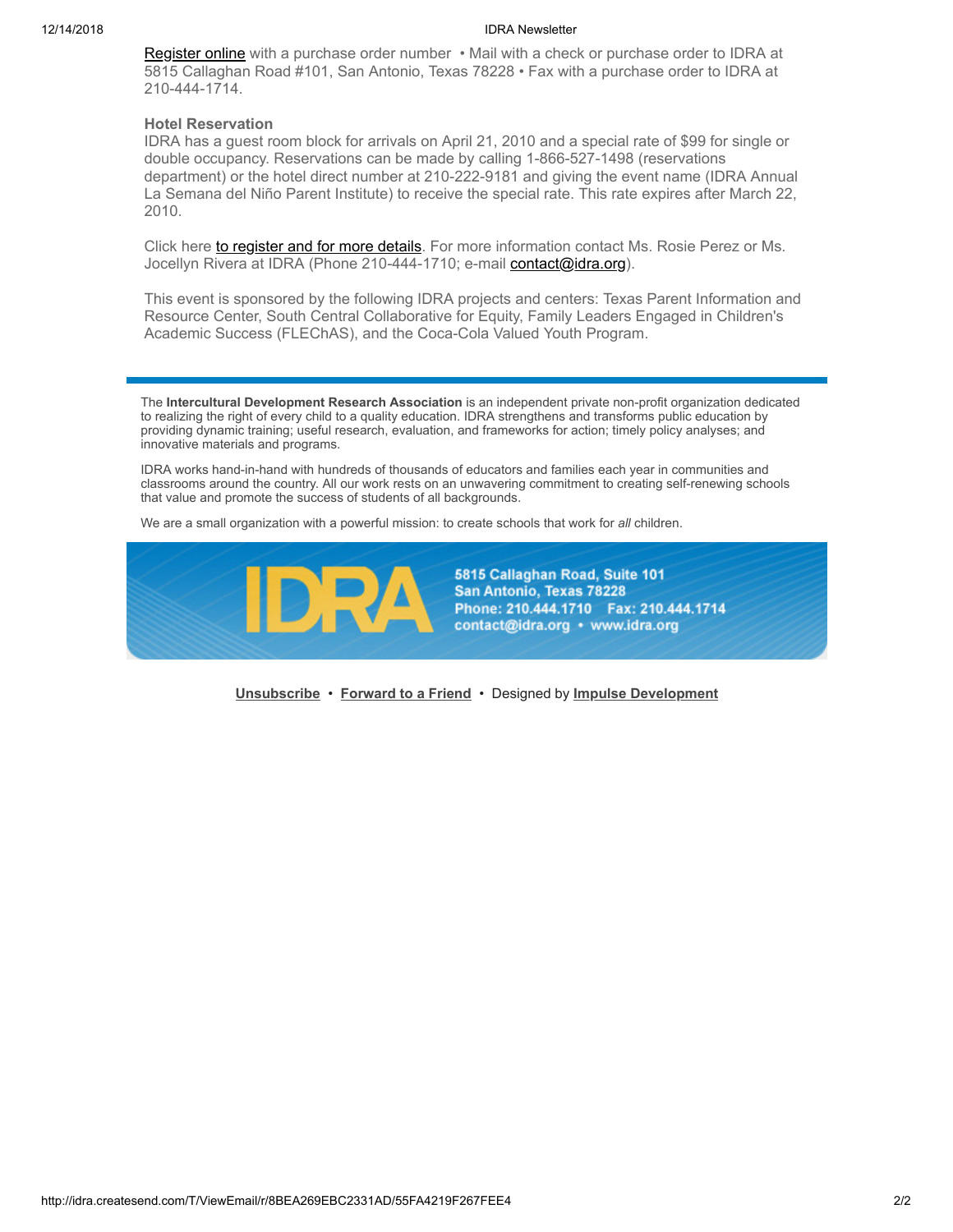Register online with a purchase order number • Mail with a check or purchase order to IDRA at 5815 Callaghan Road #101, San Antonio, Texas 78228 • Fax with a purchase order to IDRA at 210-444-1714.

**Hotel Reservation**
IDRA has a guest room block for arrivals on April 21, 2010 and a special rate of $99 for single or double occupancy. Reservations can be made by calling 1-866-527-1498 (reservations department) or the hotel direct number at 210-222-9181 and giving the event name (IDRA Annual La Semana del Niño Parent Institute) to receive the special rate. This rate expires after March 22, 2010.

Click here to register and for more details. For more information contact Ms. Rosie Perez or Ms. Jocellyn Rivera at IDRA (Phone 210-444-1710; e-mail contact@idra.org).

This event is sponsored by the following IDRA projects and centers: Texas Parent Information and Resource Center, South Central Collaborative for Equity, Family Leaders Engaged in Children's Academic Success (FLEChAS), and the Coca-Cola Valued Youth Program.

---

The **Intercultural Development Research Association** is an independent private non-profit organization dedicated to realizing the right of every child to a quality education. IDRA strengthens and transforms public education by providing dynamic training; useful research, evaluation, and frameworks for action; timely policy analyses; and innovative materials and programs.

IDRA works hand-in-hand with hundreds of thousands of educators and families each year in communities and classrooms around the country. All our work rests on an unwavering commitment to creating self-renewing schools that value and promote the success of students of all backgrounds.

We are a small organization with a powerful mission: to create schools that work for *all* children.

IDRA
5815 Callaghan Road, Suite 101
San Antonio, Texas 78228
Phone: 210.444.1710 Fax: 210.444.1714
contact@idra.org • www.idra.org

**Unsubscribe** • **Forward to a Friend** • Designed by **Impulse Development**